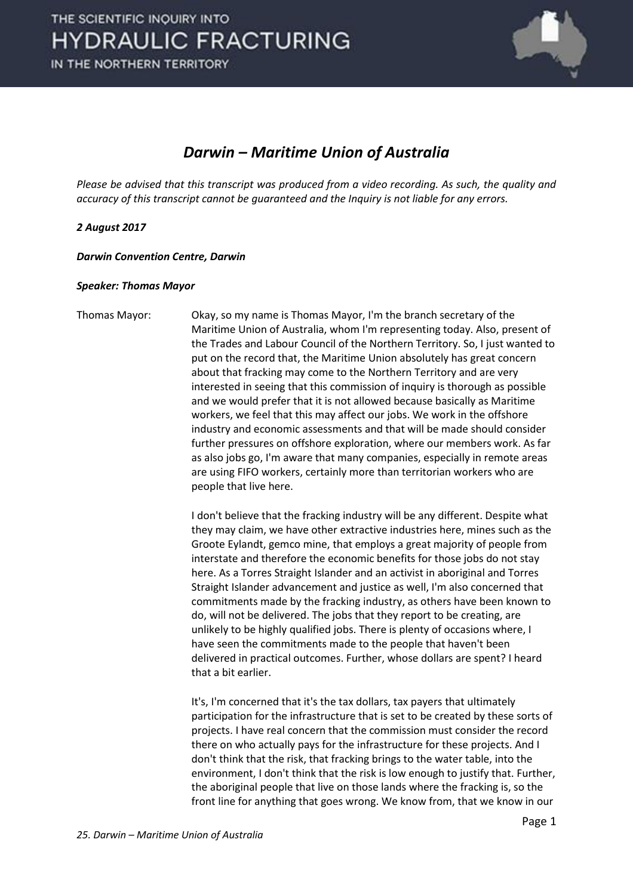# *Darwin – Maritime Union of Australia*

*Please be advised that this transcript was produced from a video recording. As such, the quality and accuracy of this transcript cannot be guaranteed and the Inquiry is not liable for any errors.*

***2 August 2017***

***Darwin Convention Centre, Darwin***

***Speaker: Thomas Mayor***

Thomas Mayor: Okay, so my name is Thomas Mayor, I'm the branch secretary of the Maritime Union of Australia, whom I'm representing today. Also, present of the Trades and Labour Council of the Northern Territory. So, I just wanted to put on the record that, the Maritime Union absolutely has great concern about that fracking may come to the Northern Territory and are very interested in seeing that this commission of inquiry is thorough as possible and we would prefer that it is not allowed because basically as Maritime workers, we feel that this may affect our jobs. We work in the offshore industry and economic assessments and that will be made should consider further pressures on offshore exploration, where our members work. As far as also jobs go, I'm aware that many companies, especially in remote areas are using FIFO workers, certainly more than territorian workers who are people that live here.

I don't believe that the fracking industry will be any different. Despite what they may claim, we have other extractive industries here, mines such as the Groote Eylandt, gemco mine, that employs a great majority of people from interstate and therefore the economic benefits for those jobs do not stay here. As a Torres Straight Islander and an activist in aboriginal and Torres Straight Islander advancement and justice as well, I'm also concerned that commitments made by the fracking industry, as others have been known to do, will not be delivered. The jobs that they report to be creating, are unlikely to be highly qualified jobs. There is plenty of occasions where, I have seen the commitments made to the people that haven't been delivered in practical outcomes. Further, whose dollars are spent? I heard that a bit earlier.

It's, I'm concerned that it's the tax dollars, tax payers that ultimately participation for the infrastructure that is set to be created by these sorts of projects. I have real concern that the commission must consider the record there on who actually pays for the infrastructure for these projects. And I don't think that the risk, that fracking brings to the water table, into the environment, I don't think that the risk is low enough to justify that. Further, the aboriginal people that live on those lands where the fracking is, so the front line for anything that goes wrong. We know from, that we know in our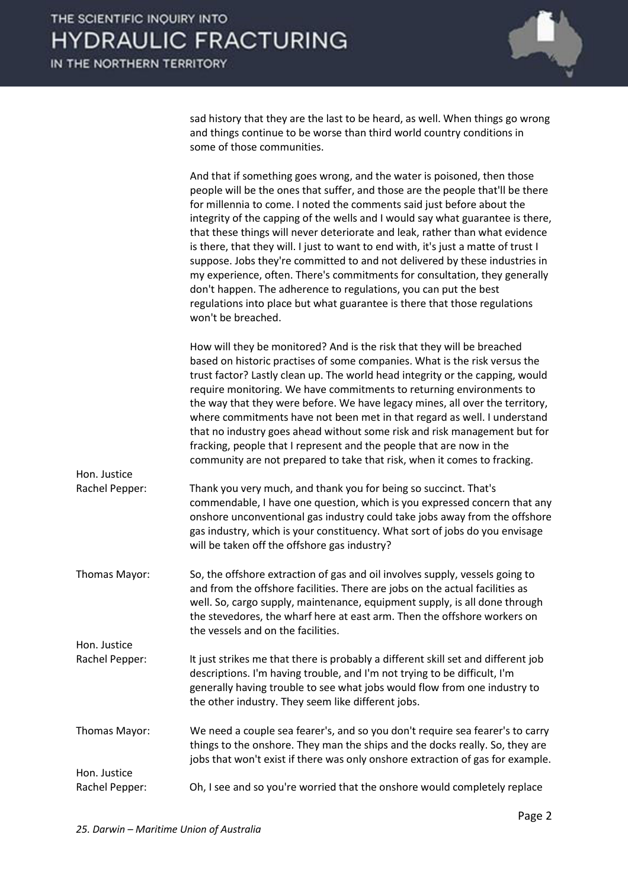sad history that they are the last to be heard, as well. When things go wrong and things continue to be worse than third world country conditions in some of those communities.

And that if something goes wrong, and the water is poisoned, then those people will be the ones that suffer, and those are the people that'll be there for millennia to come. I noted the comments said just before about the integrity of the capping of the wells and I would say what guarantee is there, that these things will never deteriorate and leak, rather than what evidence is there, that they will. I just to want to end with, it's just a matte of trust I suppose. Jobs they're committed to and not delivered by these industries in my experience, often. There's commitments for consultation, they generally don't happen. The adherence to regulations, you can put the best regulations into place but what guarantee is there that those regulations won't be breached.

How will they be monitored? And is the risk that they will be breached based on historic practises of some companies. What is the risk versus the trust factor? Lastly clean up. The world head integrity or the capping, would require monitoring. We have commitments to returning environments to the way that they were before. We have legacy mines, all over the territory, where commitments have not been met in that regard as well. I understand that no industry goes ahead without some risk and risk management but for fracking, people that I represent and the people that are now in the community are not prepared to take that risk, when it comes to fracking.

**Hon. Justice Rachel Pepper:** Thank you very much, and thank you for being so succinct. That's commendable, I have one question, which is you expressed concern that any onshore unconventional gas industry could take jobs away from the offshore gas industry, which is your constituency. What sort of jobs do you envisage will be taken off the offshore gas industry?

**Thomas Mayor:** So, the offshore extraction of gas and oil involves supply, vessels going to and from the offshore facilities. There are jobs on the actual facilities as well. So, cargo supply, maintenance, equipment supply, is all done through the stevedores, the wharf here at east arm. Then the offshore workers on the vessels and on the facilities.

**Hon. Justice Rachel Pepper:** It just strikes me that there is probably a different skill set and different job descriptions. I'm having trouble, and I'm not trying to be difficult, I'm generally having trouble to see what jobs would flow from one industry to the other industry. They seem like different jobs.

**Thomas Mayor:** We need a couple sea fearer's, and so you don't require sea fearer's to carry things to the onshore. They man the ships and the docks really. So, they are jobs that won't exist if there was only onshore extraction of gas for example.

**Hon. Justice Rachel Pepper:** Oh, I see and so you're worried that the onshore would completely replace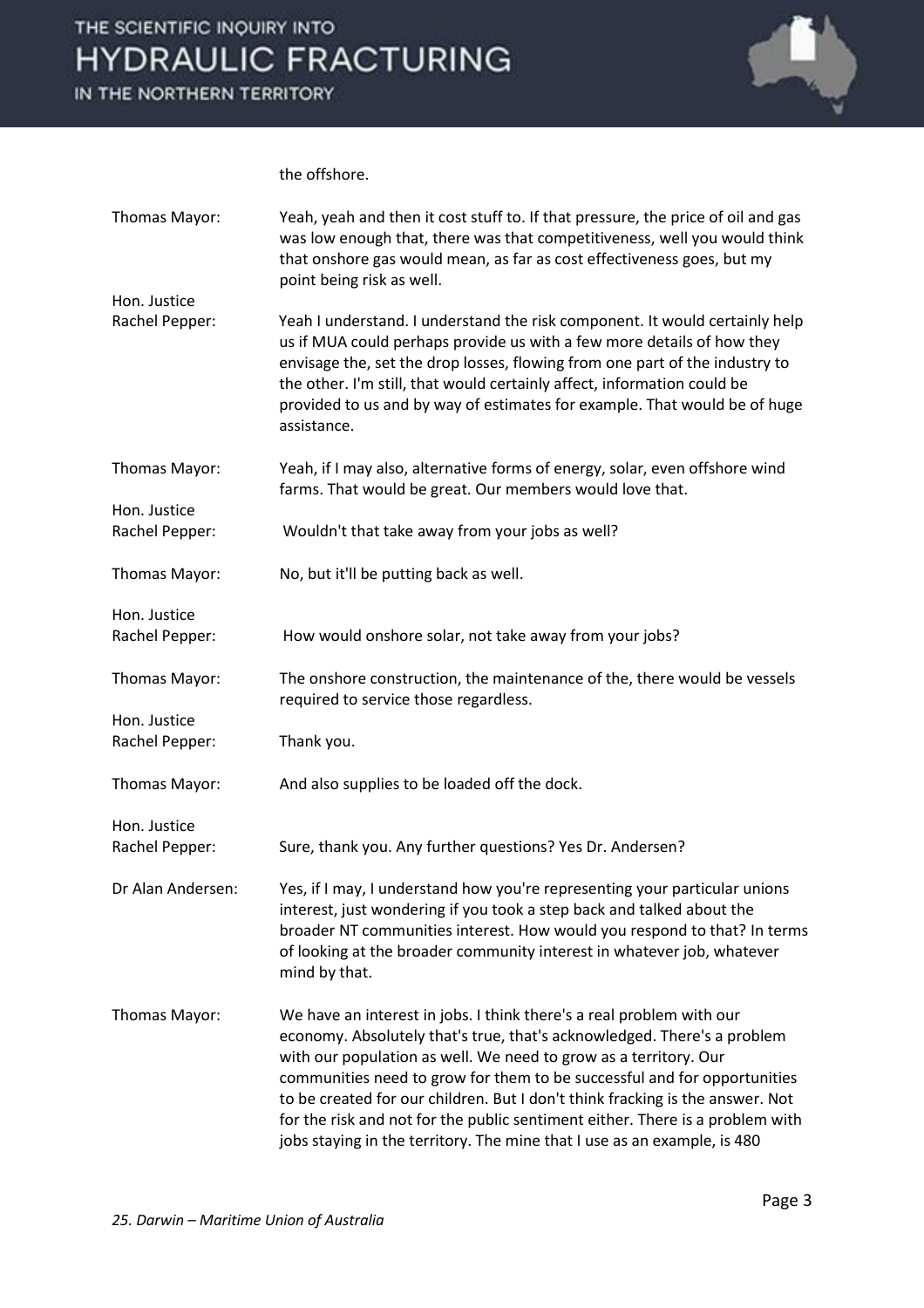the offshore.

**Thomas Mayor:** Yeah, yeah and then it cost stuff to. If that pressure, the price of oil and gas was low enough that, there was that competitiveness, well you would think that onshore gas would mean, as far as cost effectiveness goes, but my point being risk as well.

**Hon. Justice Rachel Pepper:** Yeah I understand. I understand the risk component. It would certainly help us if MUA could perhaps provide us with a few more details of how they envisage the, set the drop losses, flowing from one part of the industry to the other. I'm still, that would certainly affect, information could be provided to us and by way of estimates for example. That would be of huge assistance.

**Thomas Mayor:** Yeah, if I may also, alternative forms of energy, solar, even offshore wind farms. That would be great. Our members would love that.

**Hon. Justice Rachel Pepper:** Wouldn't that take away from your jobs as well?

**Thomas Mayor:** No, but it'll be putting back as well.

**Hon. Justice Rachel Pepper:** How would onshore solar, not take away from your jobs?

**Thomas Mayor:** The onshore construction, the maintenance of the, there would be vessels required to service those regardless.

**Hon. Justice Rachel Pepper:** Thank you.

**Thomas Mayor:** And also supplies to be loaded off the dock.

**Hon. Justice Rachel Pepper:** Sure, thank you. Any further questions? Yes Dr. Andersen?

**Dr Alan Andersen:** Yes, if I may, I understand how you're representing your particular unions interest, just wondering if you took a step back and talked about the broader NT communities interest. How would you respond to that? In terms of looking at the broader community interest in whatever job, whatever mind by that.

**Thomas Mayor:** We have an interest in jobs. I think there's a real problem with our economy. Absolutely that's true, that's acknowledged. There's a problem with our population as well. We need to grow as a territory. Our communities need to grow for them to be successful and for opportunities to be created for our children. But I don't think fracking is the answer. Not for the risk and not for the public sentiment either. There is a problem with jobs staying in the territory. The mine that I use as an example, is 480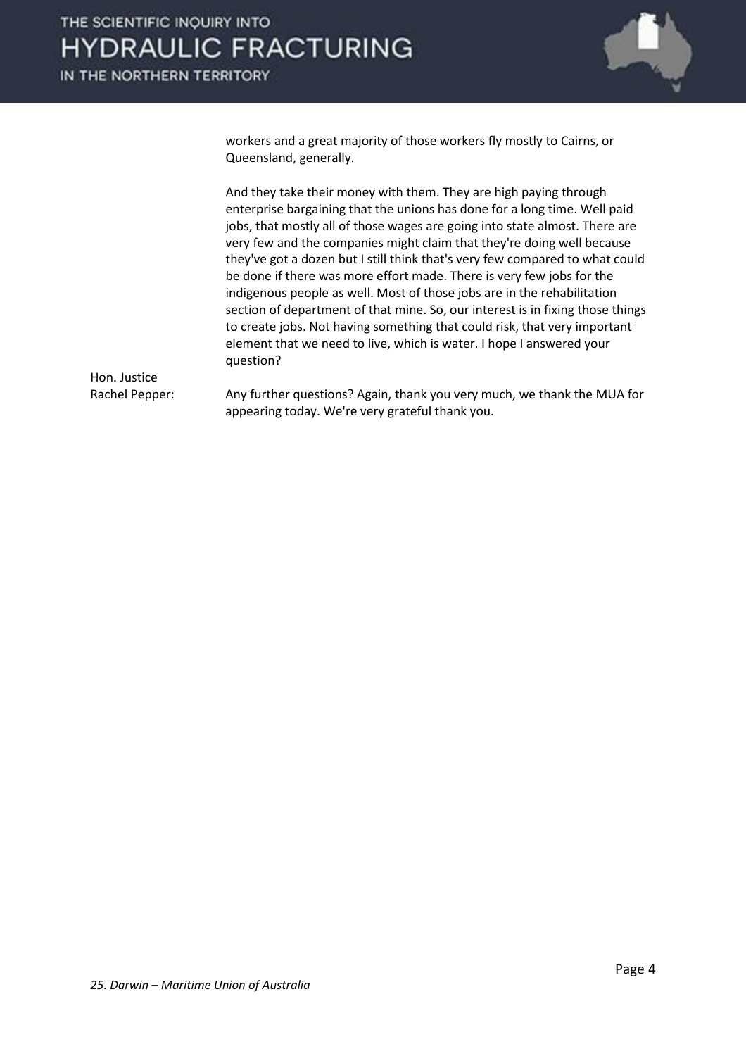workers and a great majority of those workers fly mostly to Cairns, or Queensland, generally.

And they take their money with them. They are high paying through enterprise bargaining that the unions has done for a long time. Well paid jobs, that mostly all of those wages are going into state almost. There are very few and the companies might claim that they're doing well because they've got a dozen but I still think that's very few compared to what could be done if there was more effort made. There is very few jobs for the indigenous people as well. Most of those jobs are in the rehabilitation section of department of that mine. So, our interest is in fixing those things to create jobs. Not having something that could risk, that very important element that we need to live, which is water. I hope I answered your question?

**Hon. Justice Rachel Pepper:** Any further questions? Again, thank you very much, we thank the MUA for appearing today. We're very grateful thank you.